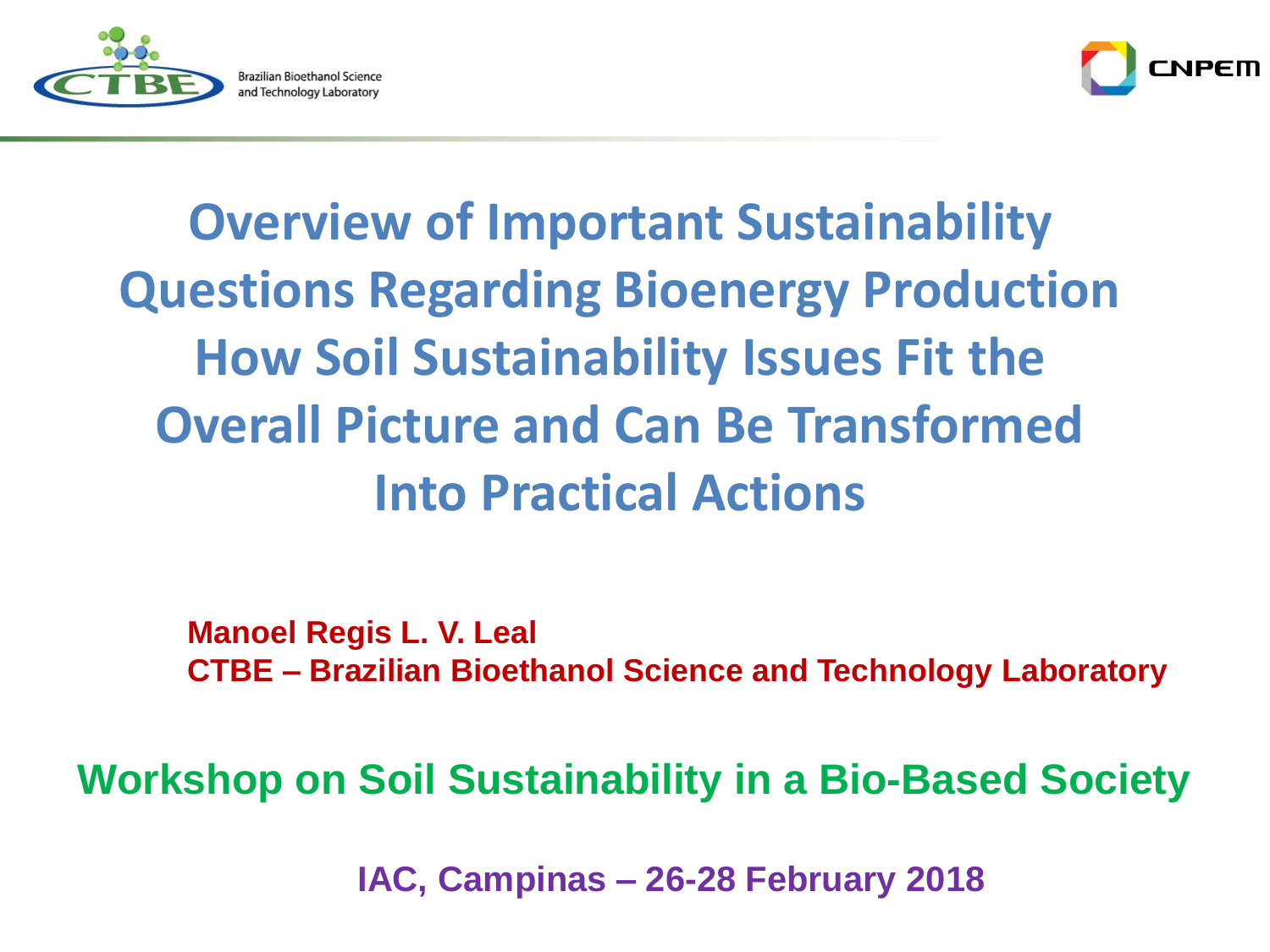Brazilian Bioethanol Science and Technology Laboratory

CNPEM

# Overview of Important Sustainability Questions Regarding Bioenergy Production How Soil Sustainability Issues Fit the Overall Picture and Can Be Transformed Into Practical Actions

**Manoel Regis L. V. Leal**
**CTBE – Brazilian Bioethanol Science and Technology Laboratory**

**Workshop on Soil Sustainability in a Bio-Based Society**

**IAC, Campinas – 26-28 February 2018**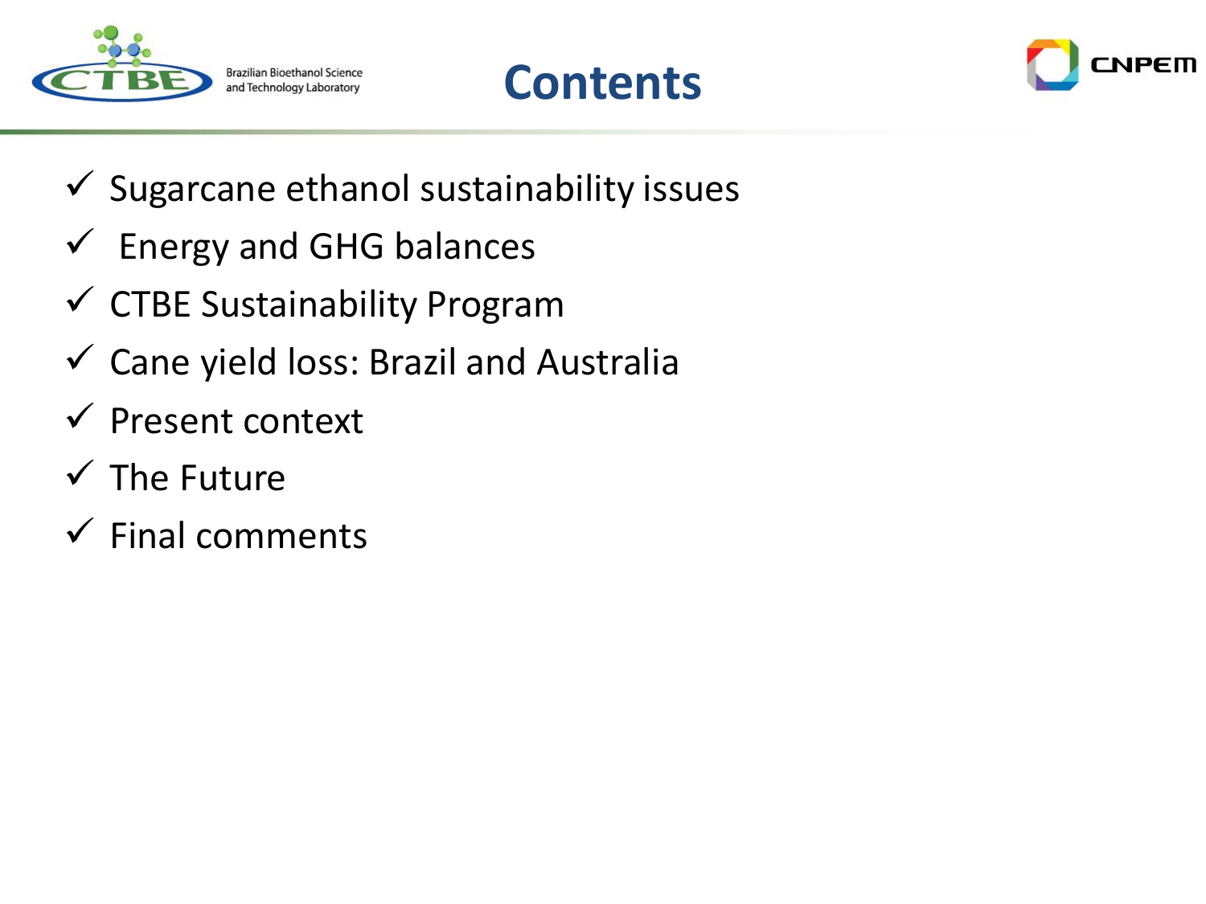# Contents

- ✓ Sugarcane ethanol sustainability issues
- ✓ Energy and GHG balances
- ✓ CTBE Sustainability Program
- ✓ Cane yield loss: Brazil and Australia
- ✓ Present context
- ✓ The Future
- ✓ Final comments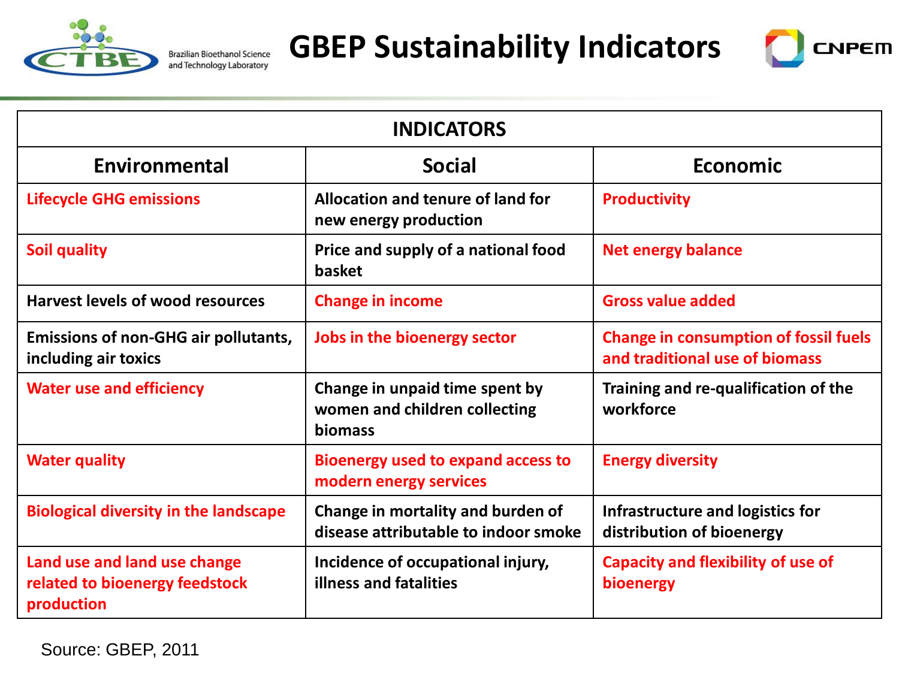# GBEP Sustainability Indicators

| INDICATORS | | |
|---|---|---|
| **Environmental** | **Social** | **Economic** |
| Lifecycle GHG emissions | Allocation and tenure of land for new energy production | Productivity |
| Soil quality | Price and supply of a national food basket | Net energy balance |
| Harvest levels of wood resources | Change in income | Gross value added |
| Emissions of non-GHG air pollutants, including air toxics | Jobs in the bioenergy sector | Change in consumption of fossil fuels and traditional use of biomass |
| Water use and efficiency | Change in unpaid time spent by women and children collecting biomass | Training and re-qualification of the workforce |
| Water quality | Bioenergy used to expand access to modern energy services | Energy diversity |
| Biological diversity in the landscape | Change in mortality and burden of disease attributable to indoor smoke | Infrastructure and logistics for distribution of bioenergy |
| Land use and land use change related to bioenergy feedstock production | Incidence of occupational injury, illness and fatalities | Capacity and flexibility of use of bioenergy |

Source: GBEP, 2011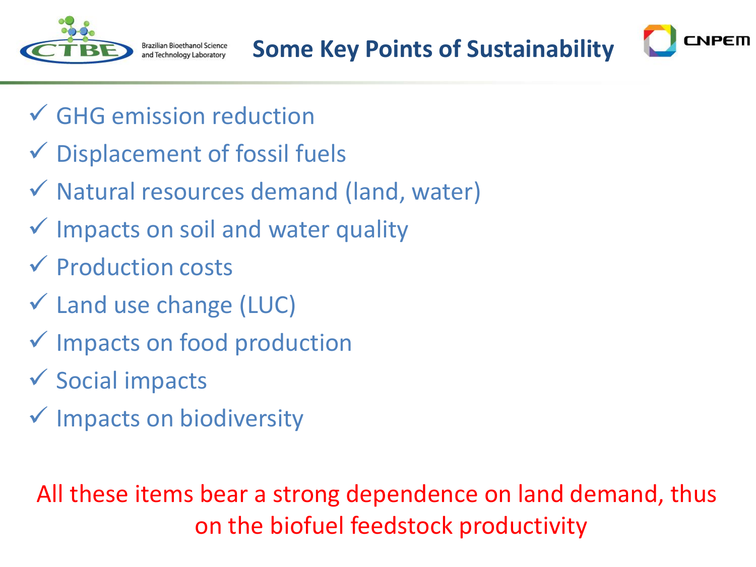# Some Key Points of Sustainability

- ✓ GHG emission reduction
- ✓ Displacement of fossil fuels
- ✓ Natural resources demand (land, water)
- ✓ Impacts on soil and water quality
- ✓ Production costs
- ✓ Land use change (LUC)
- ✓ Impacts on food production
- ✓ Social impacts
- ✓ Impacts on biodiversity

All these items bear a strong dependence on land demand, thus on the biofuel feedstock productivity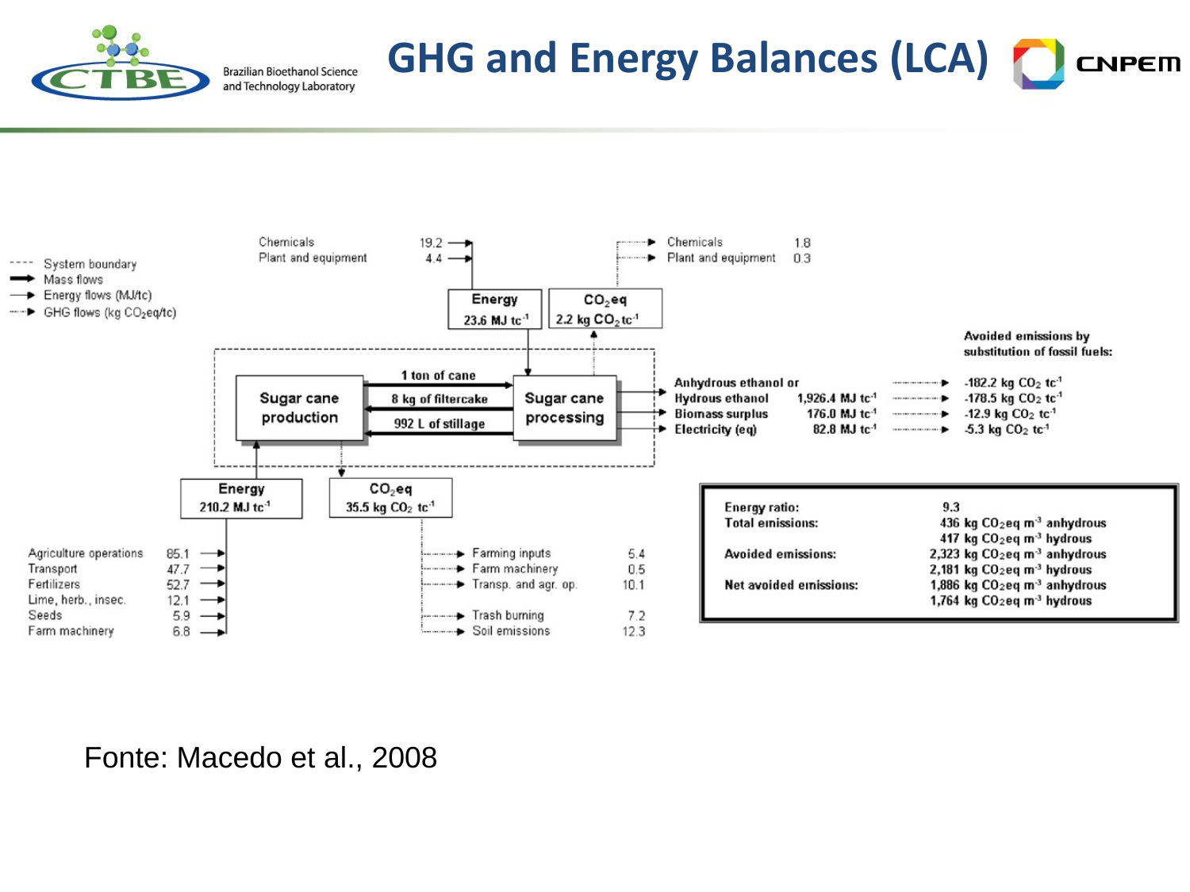# GHG and Energy Balances (LCA)

Legend:
- System boundary
- Mass flows
- Energy flows (MJ/tc)
- GHG flows (kg $CO_2$eq/tc)

**Sugar cane processing inputs:**

| Input | Energy (MJ/tc) |
|---|---|
| Chemicals | 19.2 |
| Plant and equipment | 4.4 |

Energy: 23.6 MJ $tc^{-1}$

| GHG source | kg $CO_2$eq/tc |
|---|---|
| Chemicals | 1.8 |
| Plant and equipment | 0.3 |

$CO_2$eq: 2.2 kg $CO_2$ $tc^{-1}$

**Mass flows between Sugar cane production and Sugar cane processing:**
- 1 ton of cane
- 8 kg of filtercake
- 992 L of stillage

**Outputs and avoided emissions by substitution of fossil fuels:**

| Product | Energy | Avoided emissions |
|---|---|---|
| Anhydrous ethanol or | | -182.2 kg $CO_2$ $tc^{-1}$ |
| Hydrous ethanol | 1,926.4 MJ $tc^{-1}$ | -178.5 kg $CO_2$ $tc^{-1}$ |
| Biomass surplus | 176.0 MJ $tc^{-1}$ | -12.9 kg $CO_2$ $tc^{-1}$ |
| Electricity (eq) | 82.8 MJ $tc^{-1}$ | -5.3 kg $CO_2$ $tc^{-1}$ |

**Sugar cane production inputs:**

Energy: 210.2 MJ $tc^{-1}$

| Input | Energy (MJ/tc) |
|---|---|
| Agriculture operations | 85.1 |
| Transport | 47.7 |
| Fertilizers | 52.7 |
| Lime, herb., insec. | 12.1 |
| Seeds | 5.9 |
| Farm machinery | 6.8 |

$CO_2$eq: 35.5 kg $CO_2$ $tc^{-1}$

| GHG source | kg $CO_2$eq/tc |
|---|---|
| Farming inputs | 5.4 |
| Farm machinery | 0.5 |
| Transp. and agr. op. | 10.1 |
| Trash burning | 7.2 |
| Soil emissions | 12.3 |

**Summary:**

| | |
|---|---|
| Energy ratio: | 9.3 |
| Total emissions: | 436 kg $CO_2$eq $m^{-3}$ anhydrous |
| | 417 kg $CO_2$eq $m^{-3}$ hydrous |
| Avoided emissions: | 2,323 kg $CO_2$eq $m^{-3}$ anhydrous |
| | 2,181 kg $CO_2$eq $m^{-3}$ hydrous |
| Net avoided emissions: | 1,886 kg $CO_2$eq $m^{-3}$ anhydrous |
| | 1,764 kg $CO_2$eq $m^{-3}$ hydrous |

Fonte: Macedo et al., 2008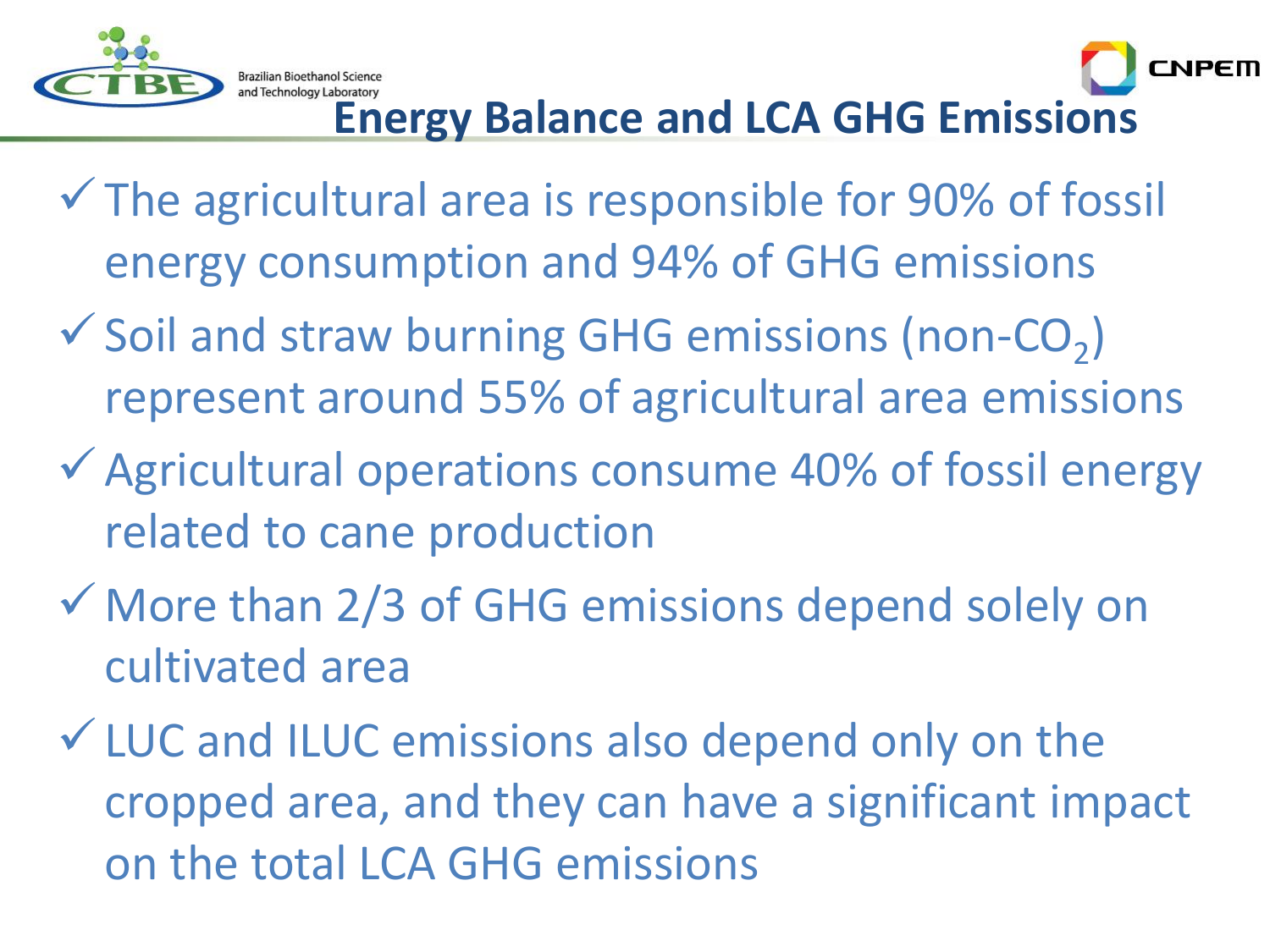# Energy Balance and LCA GHG Emissions

- ✓ The agricultural area is responsible for 90% of fossil energy consumption and 94% of GHG emissions
- ✓ Soil and straw burning GHG emissions (non-$CO_2$) represent around 55% of agricultural area emissions
- ✓ Agricultural operations consume 40% of fossil energy related to cane production
- ✓ More than 2/3 of GHG emissions depend solely on cultivated area
- ✓ LUC and ILUC emissions also depend only on the cropped area, and they can have a significant impact on the total LCA GHG emissions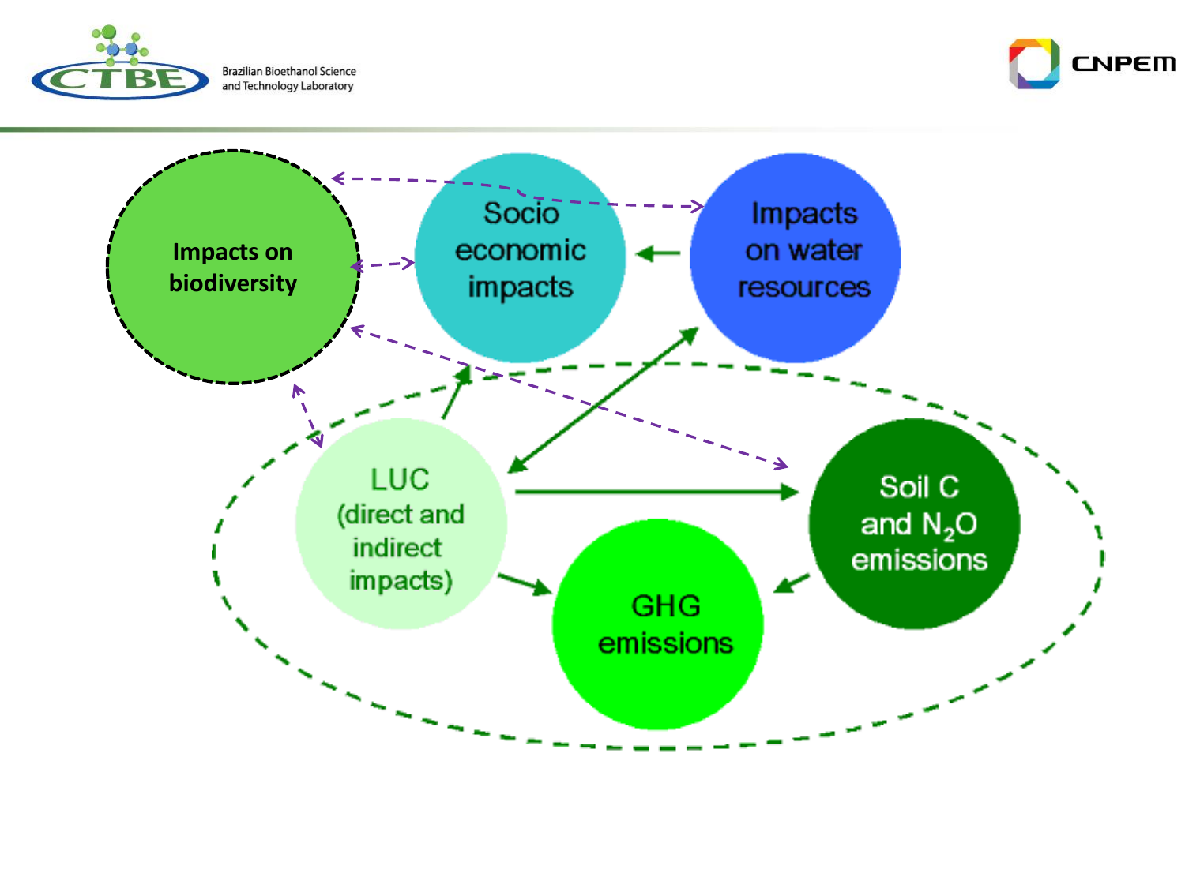Impacts on biodiversity

Socio economic impacts

Impacts on water resources

LUC (direct and indirect impacts)

Soil C and $N_2O$ emissions

GHG emissions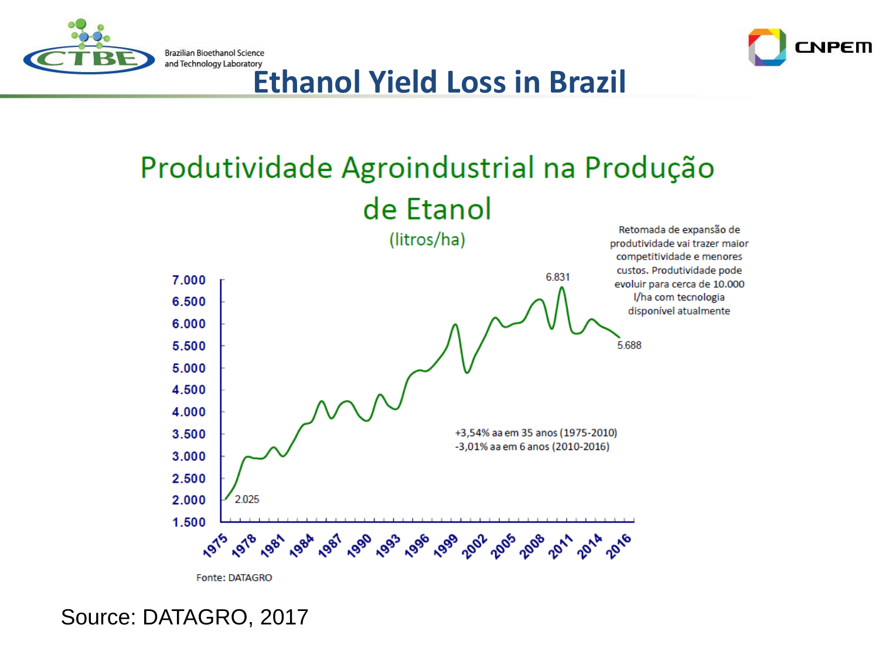# Ethanol Yield Loss in Brazil

## Produtividade Agroindustrial na Produção de Etanol

(litros/ha)

Retomada de expansão de produtividade vai trazer maior competitividade e menores custos. Produtividade pode evoluir para cerca de 10.000 l/ha com tecnologia disponível atualmente

+3,54% aa em 35 anos (1975-2010)
-3,01% aa em 6 anos (2010-2016)

2.025 · 6.831 · 5.688

Fonte: DATAGRO

Source: DATAGRO, 2017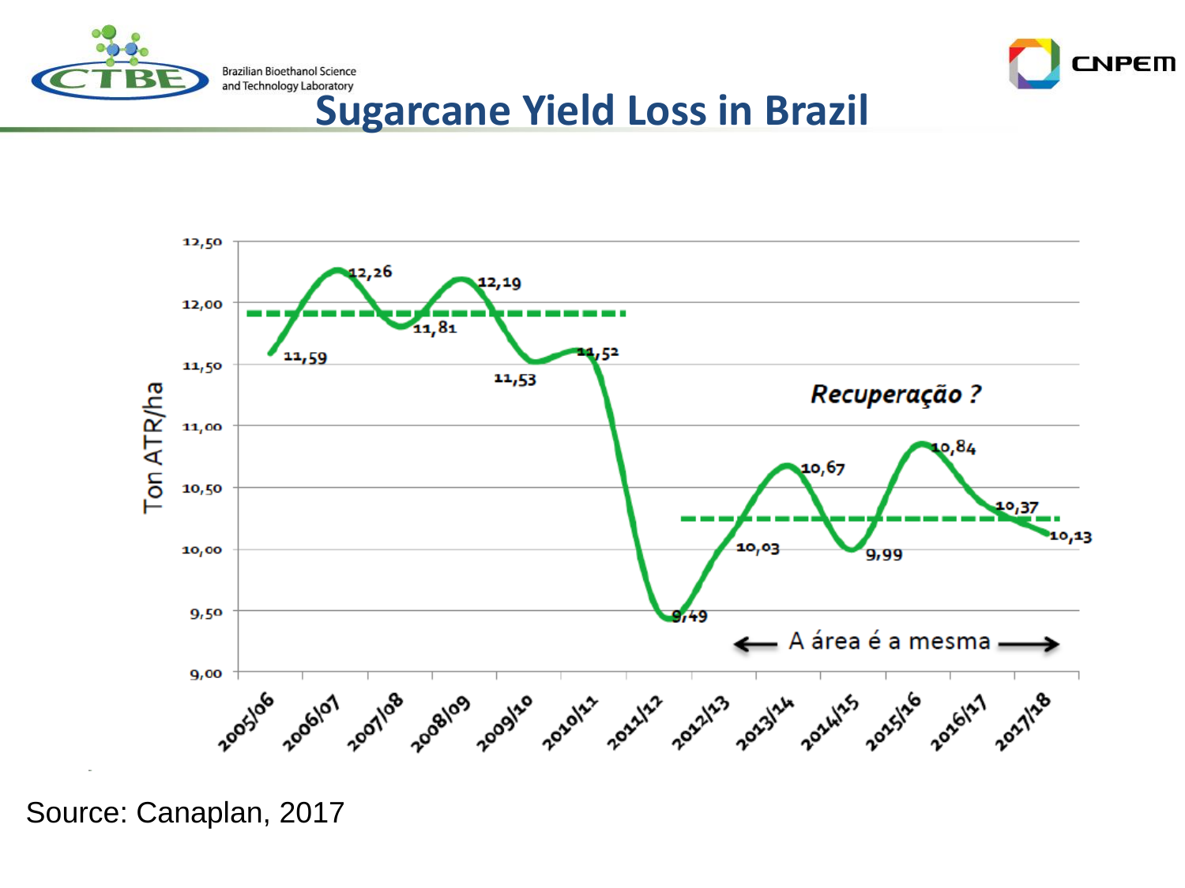# Sugarcane Yield Loss in Brazil

| Season | Ton ATR/ha |
|---|---|
| 2005/06 | 11,59 |
| 2006/07 | 12,26 |
| 2007/08 | 11,81 |
| 2008/09 | 12,19 |
| 2009/10 | 11,53 |
| 2010/11 | 11,52 |
| 2011/12 | 9,49 |
| 2012/13 | 10,03 |
| 2013/14 | 10,67 |
| 2014/15 | 9,99 |
| 2015/16 | 10,84 |
| 2016/17 | 10,37 |
| 2017/18 | 10,13 |

*Recuperação ?*

← A área é a mesma →

Source: Canaplan, 2017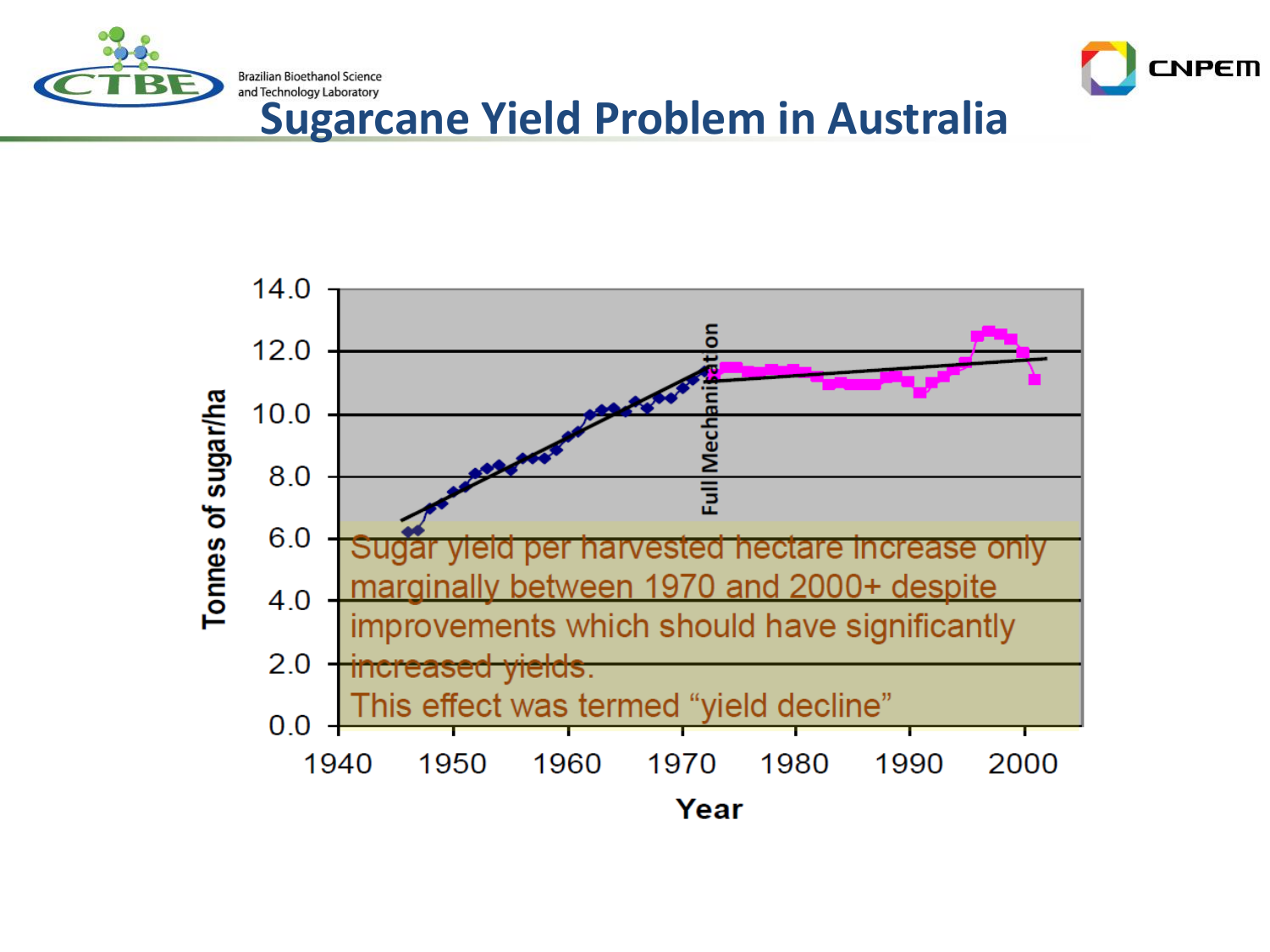# Sugarcane Yield Problem in Australia

Sugar yield per harvested hectare increase only marginally between 1970 and 2000+ despite improvements which should have significantly increased yields.

This effect was termed "yield decline"

Full Mechanisation

Tonnes of sugar/ha

Year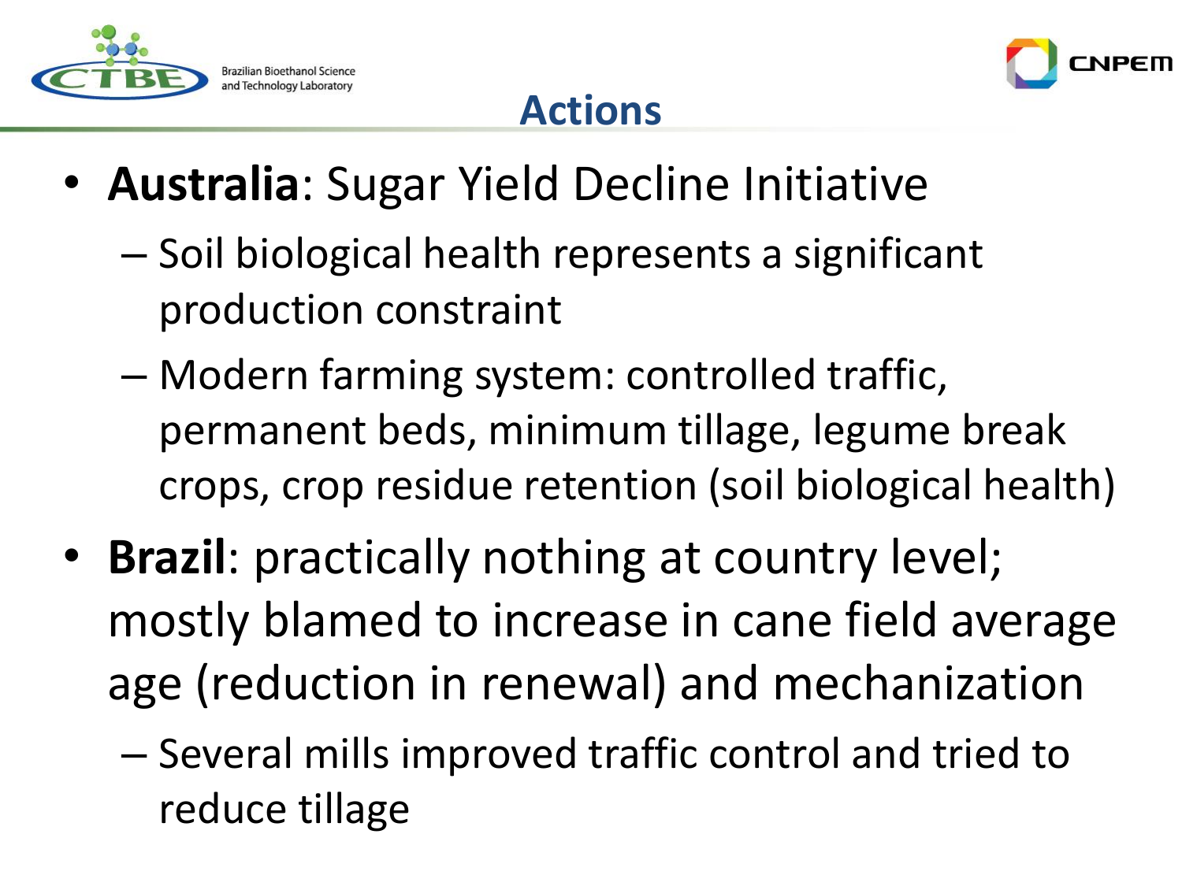# Actions

- **Australia**: Sugar Yield Decline Initiative
  - Soil biological health represents a significant production constraint
  - Modern farming system: controlled traffic, permanent beds, minimum tillage, legume break crops, crop residue retention (soil biological health)
- **Brazil**: practically nothing at country level; mostly blamed to increase in cane field average age (reduction in renewal) and mechanization
  - Several mills improved traffic control and tried to reduce tillage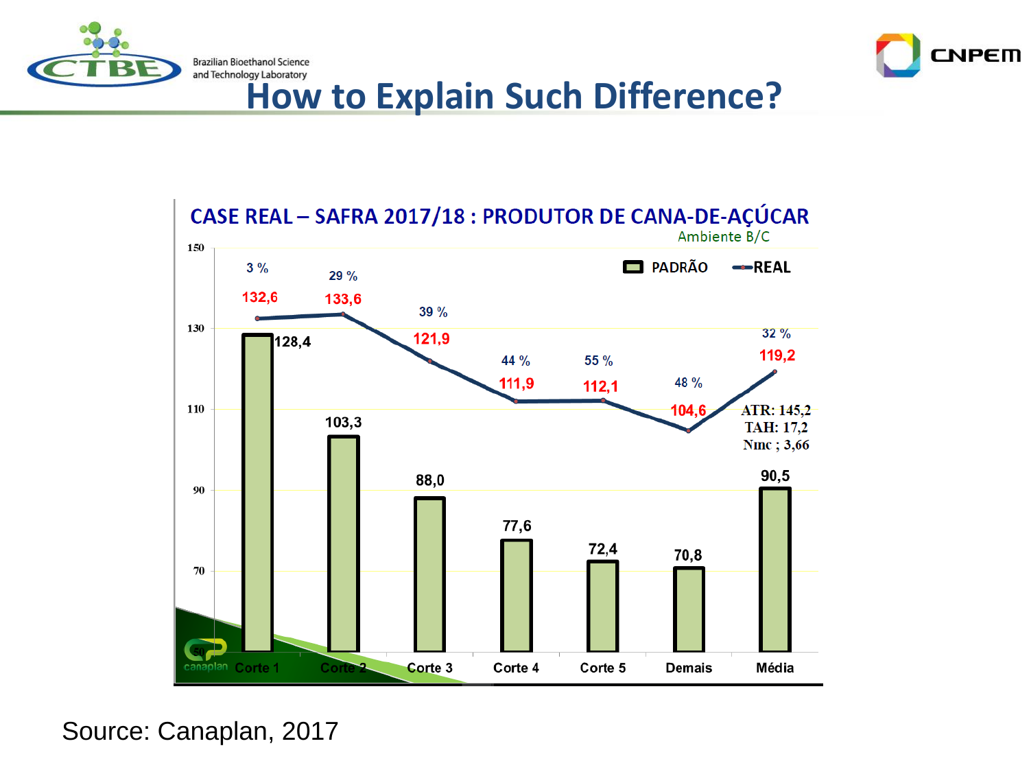# How to Explain Such Difference?

**CASE REAL – SAFRA 2017/18 : PRODUTOR DE CANA-DE-AÇÚCAR**

Ambiente B/C

| | Corte 1 | Corte 2 | Corte 3 | Corte 4 | Corte 5 | Demais | Média |
|---|---|---|---|---|---|---|---|
| PADRÃO | 128,4 | 103,3 | 88,0 | 77,6 | 72,4 | 70,8 | 90,5 |
| REAL | 132,6 | 133,6 | 121,9 | 111,9 | 112,1 | 104,6 | 119,2 |
| Diferença | 3 % | 29 % | 39 % | 44 % | 55 % | 48 % | 32 % |

ATR: 145,2
TAH: 17,2
Nmc ; 3,66

Source: Canaplan, 2017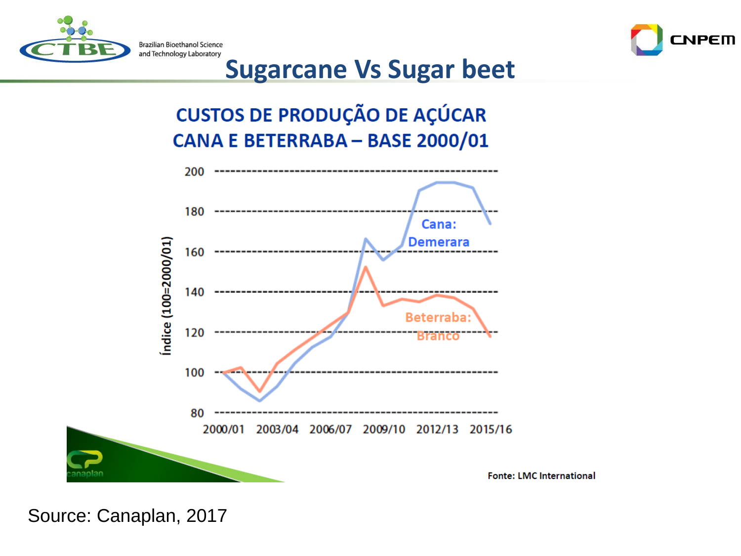# Sugarcane Vs Sugar beet

## CUSTOS DE PRODUÇÃO DE AÇÚCAR CANA E BETERRABA – BASE 2000/01

Índice (100=2000/01)

200
180
160
140
120
100
80

2000/01 2003/04 2006/07 2009/10 2012/13 2015/16

Cana: Demerara

Beterraba: Branco

Fonte: LMC International

Source: Canaplan, 2017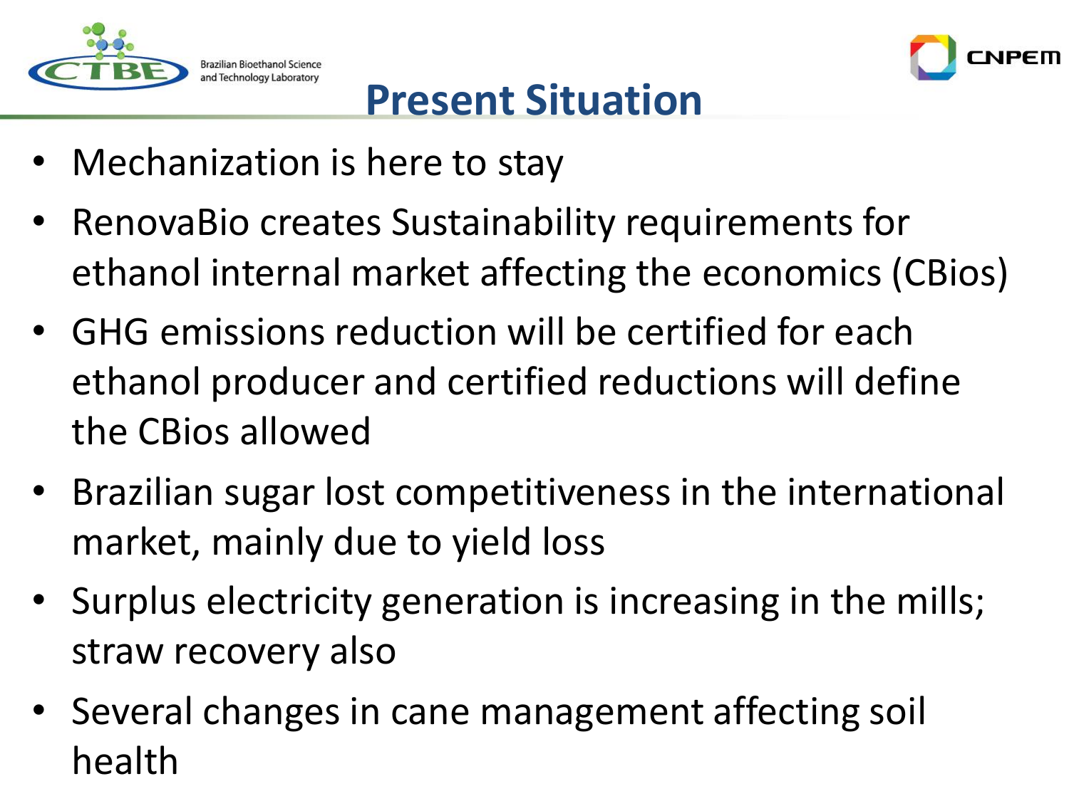# Present Situation

- Mechanization is here to stay
- RenovaBio creates Sustainability requirements for ethanol internal market affecting the economics (CBios)
- GHG emissions reduction will be certified for each ethanol producer and certified reductions will define the CBios allowed
- Brazilian sugar lost competitiveness in the international market, mainly due to yield loss
- Surplus electricity generation is increasing in the mills; straw recovery also
- Several changes in cane management affecting soil health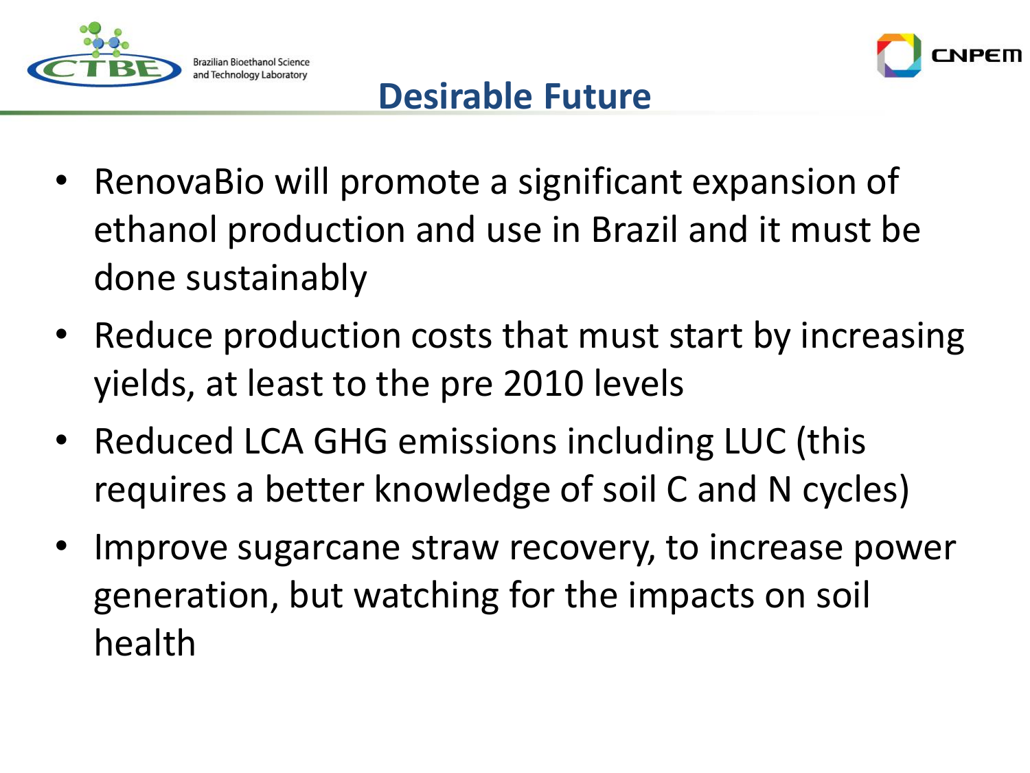# Desirable Future

- RenovaBio will promote a significant expansion of ethanol production and use in Brazil and it must be done sustainably
- Reduce production costs that must start by increasing yields, at least to the pre 2010 levels
- Reduced LCA GHG emissions including LUC (this requires a better knowledge of soil C and N cycles)
- Improve sugarcane straw recovery, to increase power generation, but watching for the impacts on soil health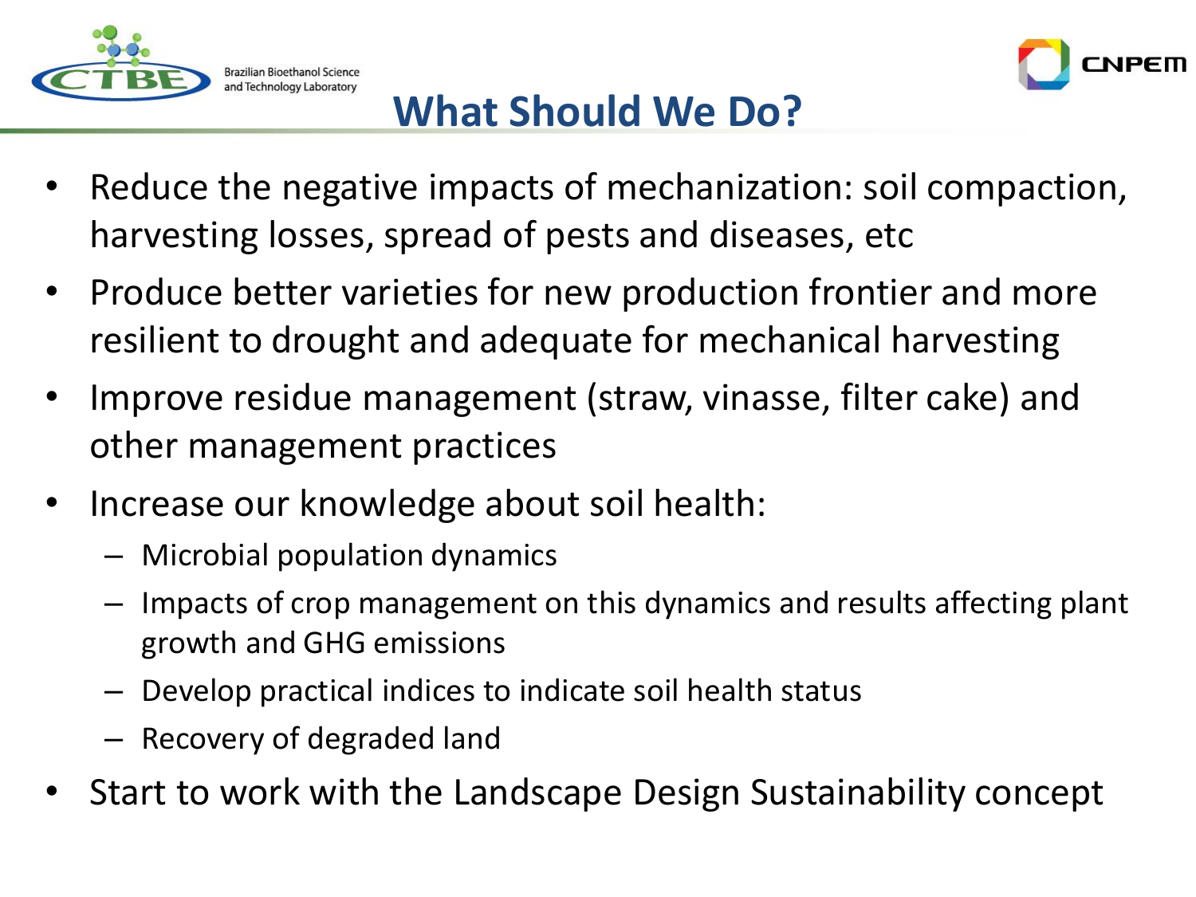# What Should We Do?

- Reduce the negative impacts of mechanization: soil compaction, harvesting losses, spread of pests and diseases, etc
- Produce better varieties for new production frontier and more resilient to drought and adequate for mechanical harvesting
- Improve residue management (straw, vinasse, filter cake) and other management practices
- Increase our knowledge about soil health:
  - Microbial population dynamics
  - Impacts of crop management on this dynamics and results affecting plant growth and GHG emissions
  - Develop practical indices to indicate soil health status
  - Recovery of degraded land
- Start to work with the Landscape Design Sustainability concept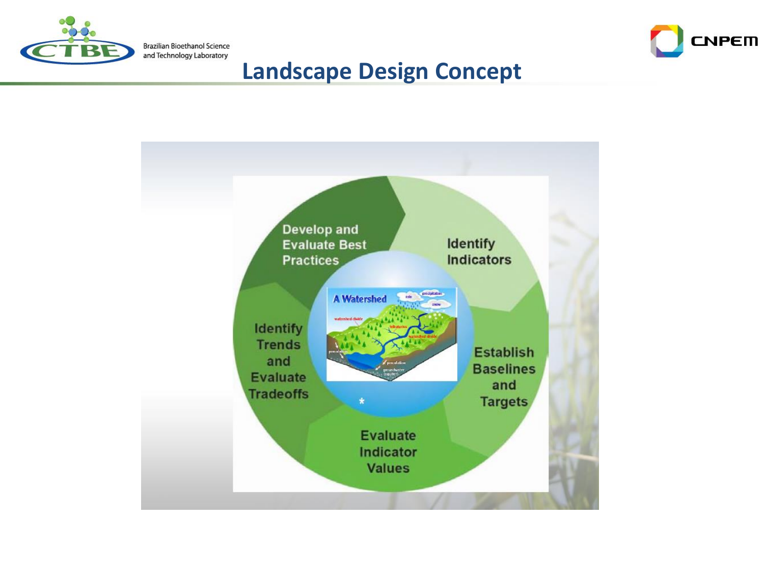# Landscape Design Concept

Develop and Evaluate Best Practices

Identify Indicators

Establish Baselines and Targets

Evaluate Indicator Values

Identify Trends and Evaluate Tradeoffs

A Watershed

*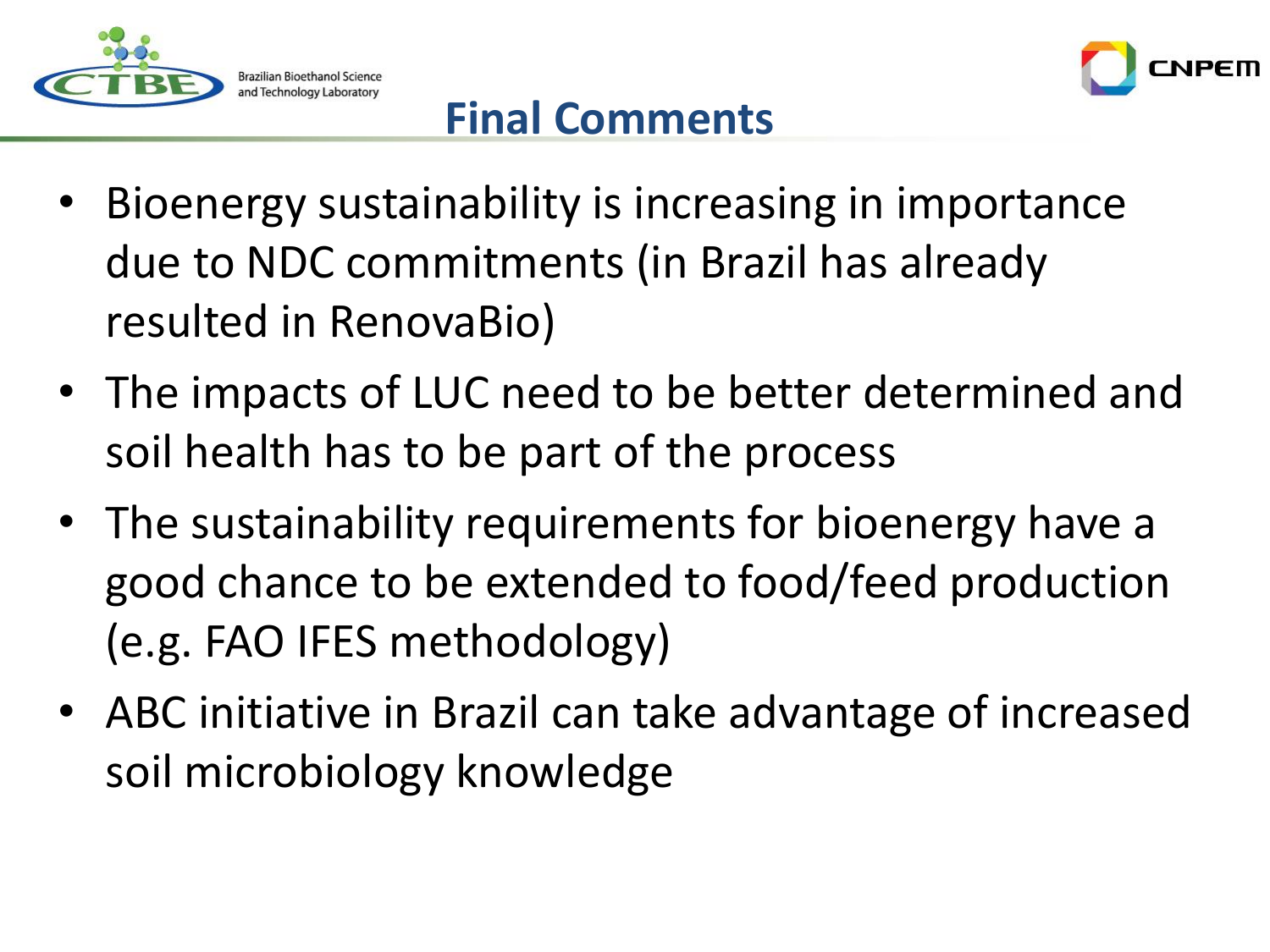# Final Comments

- Bioenergy sustainability is increasing in importance due to NDC commitments (in Brazil has already resulted in RenovaBio)
- The impacts of LUC need to be better determined and soil health has to be part of the process
- The sustainability requirements for bioenergy have a good chance to be extended to food/feed production (e.g. FAO IFES methodology)
- ABC initiative in Brazil can take advantage of increased soil microbiology knowledge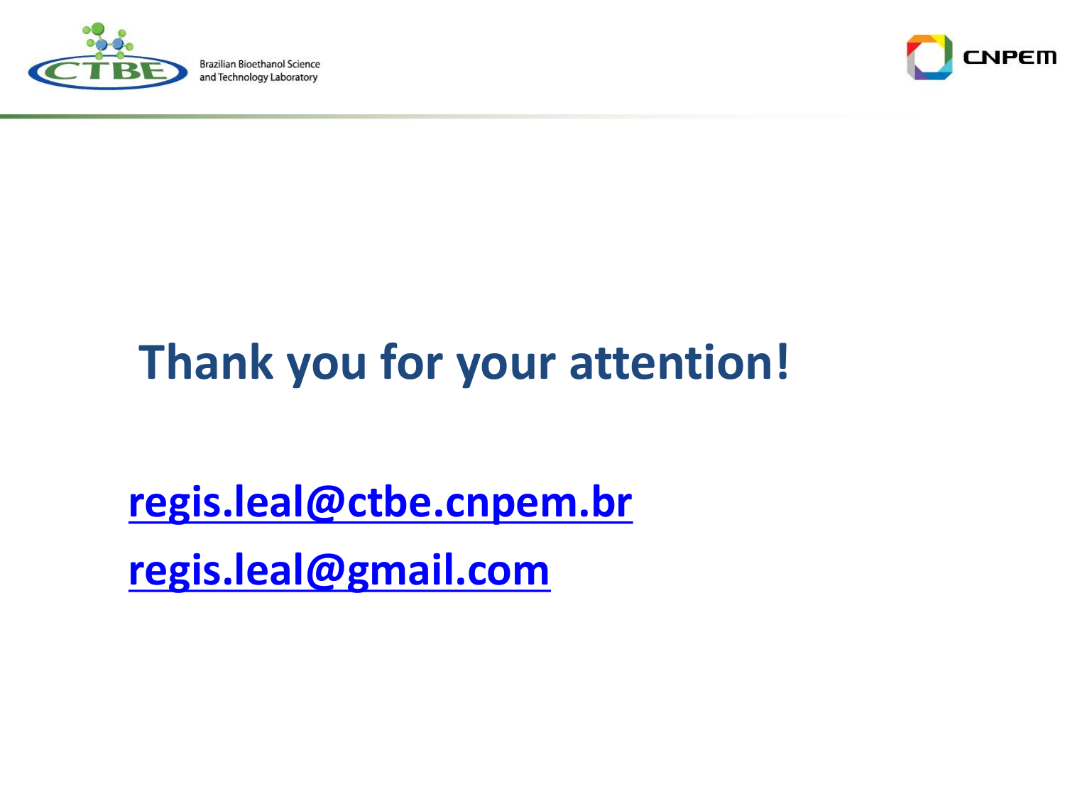Brazilian Bioethanol Science and Technology Laboratory

# Thank you for your attention!

regis.leal@ctbe.cnpem.br

regis.leal@gmail.com